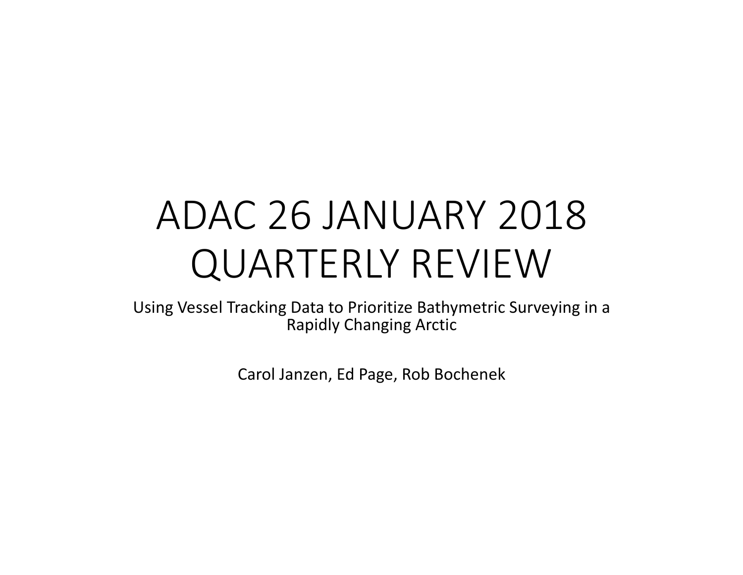# ADAC 26 JANUARY 2018 QUARTERLY REVIEW

Using Vessel Tracking Data to Prioritize Bathymetric Surveying in a Rapidly Changing Arctic

Carol Janzen, Ed Page, Rob Bochenek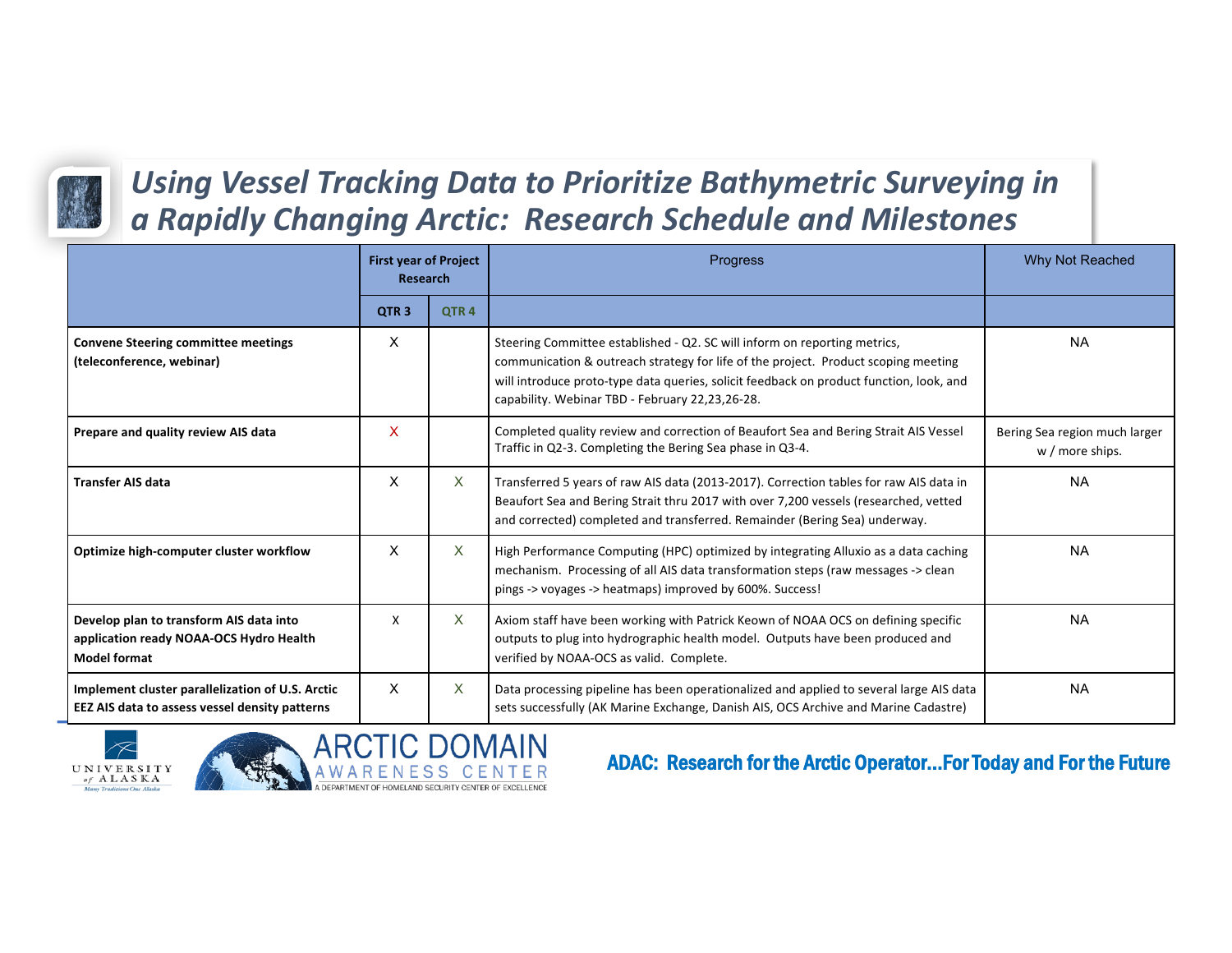# *Using Vessel Tracking Data to Prioritize Bathymetric Surveying in a Rapidly Changing Arctic: Research Schedule and Milestones*

| | First year of Project Research | | Progress | Why Not Reached |
|---|---|---|---|---|
| | QTR 3 | QTR 4 | | |
| **Convene Steering committee meetings (teleconference, webinar)** | X | | Steering Committee established - Q2. SC will inform on reporting metrics, communication & outreach strategy for life of the project. Product scoping meeting will introduce proto-type data queries, solicit feedback on product function, look, and capability. Webinar TBD - February 22,23,26-28. | NA |
| **Prepare and quality review AIS data** | X | | Completed quality review and correction of Beaufort Sea and Bering Strait AIS Vessel Traffic in Q2-3. Completing the Bering Sea phase in Q3-4. | Bering Sea region much larger w / more ships. |
| **Transfer AIS data** | X | X | Transferred 5 years of raw AIS data (2013-2017). Correction tables for raw AIS data in Beaufort Sea and Bering Strait thru 2017 with over 7,200 vessels (researched, vetted and corrected) completed and transferred. Remainder (Bering Sea) underway. | NA |
| **Optimize high-computer cluster workflow** | X | X | High Performance Computing (HPC) optimized by integrating Alluxio as a data caching mechanism. Processing of all AIS data transformation steps (raw messages -> clean pings -> voyages -> heatmaps) improved by 600%. Success! | NA |
| **Develop plan to transform AIS data into application ready NOAA-OCS Hydro Health Model format** | X | X | Axiom staff have been working with Patrick Keown of NOAA OCS on defining specific outputs to plug into hydrographic health model. Outputs have been produced and verified by NOAA-OCS as valid. Complete. | NA |
| **Implement cluster parallelization of U.S. Arctic EEZ AIS data to assess vessel density patterns** | X | X | Data processing pipeline has been operationalized and applied to several large AIS data sets successfully (AK Marine Exchange, Danish AIS, OCS Archive and Marine Cadastre) | NA |

ADAC: Research for the Arctic Operator…For Today and For the Future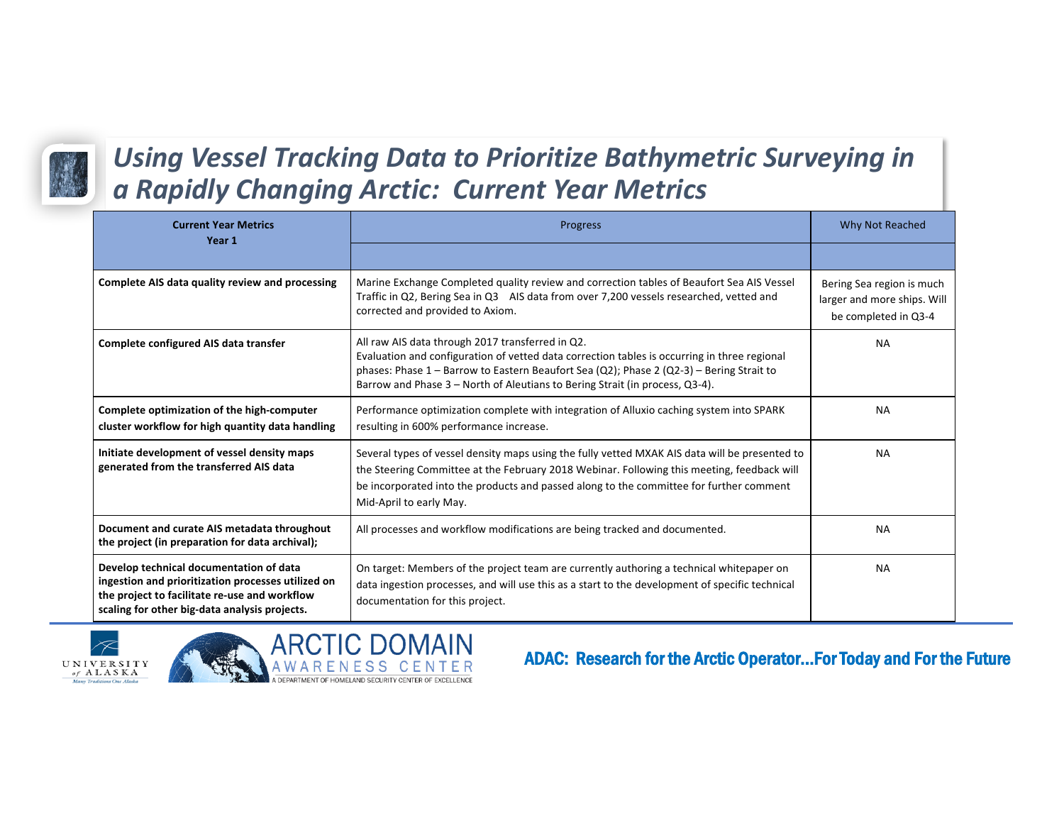# *Using Vessel Tracking Data to Prioritize Bathymetric Surveying in a Rapidly Changing Arctic: Current Year Metrics*

| **Current Year Metrics Year 1** | Progress | Why Not Reached |
|---|---|---|
| | | |
| **Complete AIS data quality review and processing** | Marine Exchange Completed quality review and correction tables of Beaufort Sea AIS Vessel Traffic in Q2, Bering Sea in Q3 AIS data from over 7,200 vessels researched, vetted and corrected and provided to Axiom. | Bering Sea region is much larger and more ships. Will be completed in Q3-4 |
| **Complete configured AIS data transfer** | All raw AIS data through 2017 transferred in Q2.<br>Evaluation and configuration of vetted data correction tables is occurring in three regional phases: Phase 1 – Barrow to Eastern Beaufort Sea (Q2); Phase 2 (Q2-3) – Bering Strait to Barrow and Phase 3 – North of Aleutians to Bering Strait (in process, Q3-4). | NA |
| **Complete optimization of the high-computer cluster workflow for high quantity data handling** | Performance optimization complete with integration of Alluxio caching system into SPARK resulting in 600% performance increase. | NA |
| **Initiate development of vessel density maps generated from the transferred AIS data** | Several types of vessel density maps using the fully vetted MXAK AIS data will be presented to the Steering Committee at the February 2018 Webinar. Following this meeting, feedback will be incorporated into the products and passed along to the committee for further comment Mid-April to early May. | NA |
| **Document and curate AIS metadata throughout the project (in preparation for data archival);** | All processes and workflow modifications are being tracked and documented. | NA |
| **Develop technical documentation of data ingestion and prioritization processes utilized on the project to facilitate re-use and workflow scaling for other big-data analysis projects.** | On target: Members of the project team are currently authoring a technical whitepaper on data ingestion processes, and will use this as a start to the development of specific technical documentation for this project. | NA |

ADAC: Research for the Arctic Operator...For Today and For the Future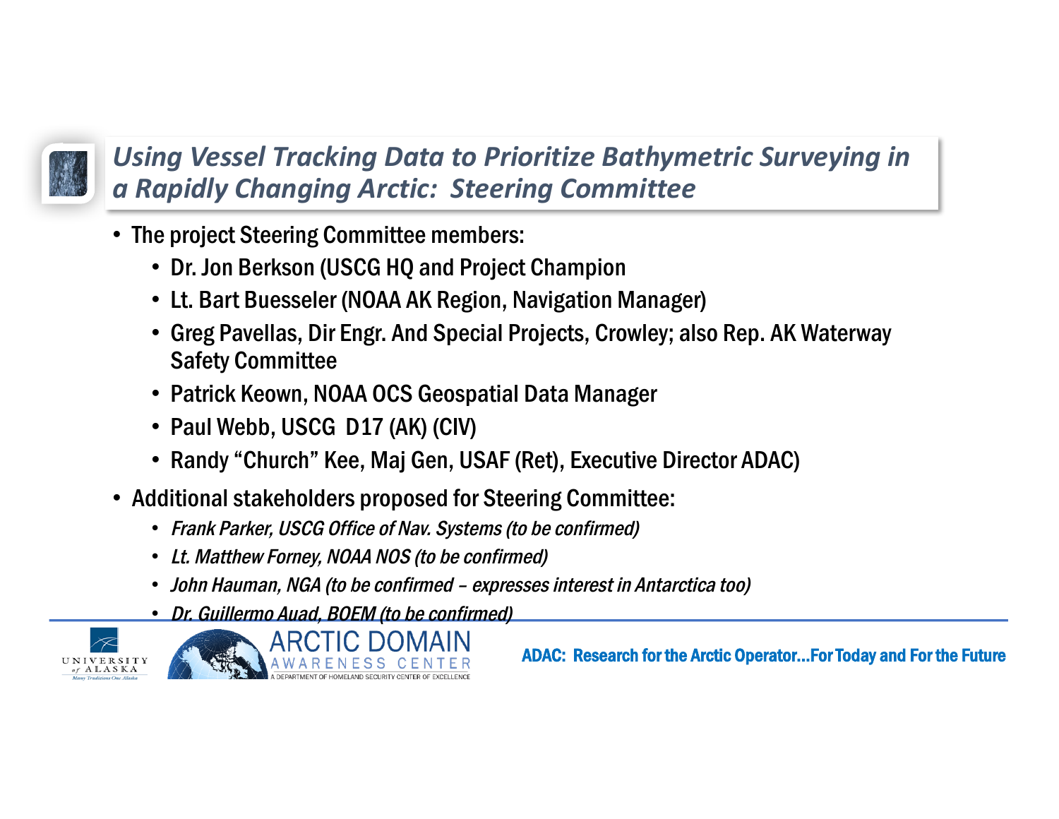## *Using Vessel Tracking Data to Prioritize Bathymetric Surveying in a Rapidly Changing Arctic: Steering Committee*

- The project Steering Committee members:
  - Dr. Jon Berkson (USCG HQ and Project Champion
  - Lt. Bart Buesseler (NOAA AK Region, Navigation Manager)
  - Greg Pavellas, Dir Engr. And Special Projects, Crowley; also Rep. AK Waterway Safety Committee
  - Patrick Keown, NOAA OCS Geospatial Data Manager
  - Paul Webb, USCG D17 (AK) (CIV)
  - Randy "Church" Kee, Maj Gen, USAF (Ret), Executive Director ADAC)
- Additional stakeholders proposed for Steering Committee:
  - *Frank Parker, USCG Office of Nav. Systems (to be confirmed)*
  - *Lt. Matthew Forney, NOAA NOS (to be confirmed)*
  - *John Hauman, NGA (to be confirmed – expresses interest in Antarctica too)*
  - *Dr. Guillermo Auad, BOEM (to be confirmed)*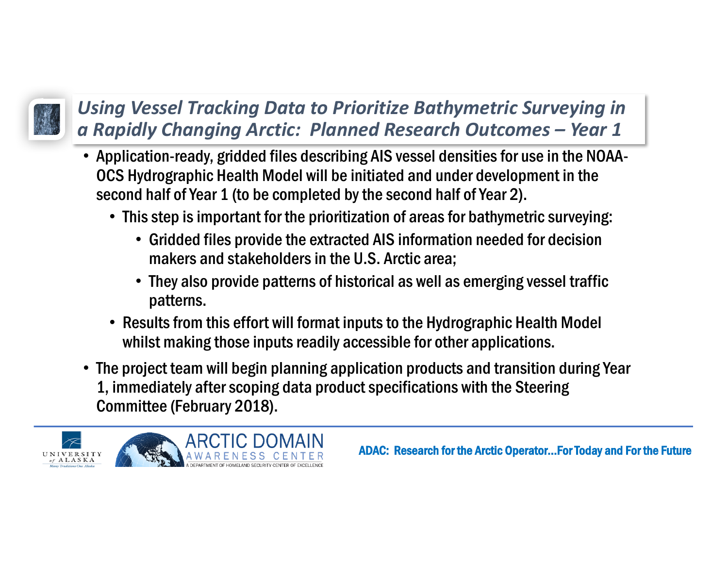## *Using Vessel Tracking Data to Prioritize Bathymetric Surveying in a Rapidly Changing Arctic: Planned Research Outcomes – Year 1*

- Application-ready, gridded files describing AIS vessel densities for use in the NOAA-OCS Hydrographic Health Model will be initiated and under development in the second half of Year 1 (to be completed by the second half of Year 2).
  - This step is important for the prioritization of areas for bathymetric surveying:
    - Gridded files provide the extracted AIS information needed for decision makers and stakeholders in the U.S. Arctic area;
    - They also provide patterns of historical as well as emerging vessel traffic patterns.
  - Results from this effort will format inputs to the Hydrographic Health Model whilst making those inputs readily accessible for other applications.
- The project team will begin planning application products and transition during Year 1, immediately after scoping data product specifications with the Steering Committee (February 2018).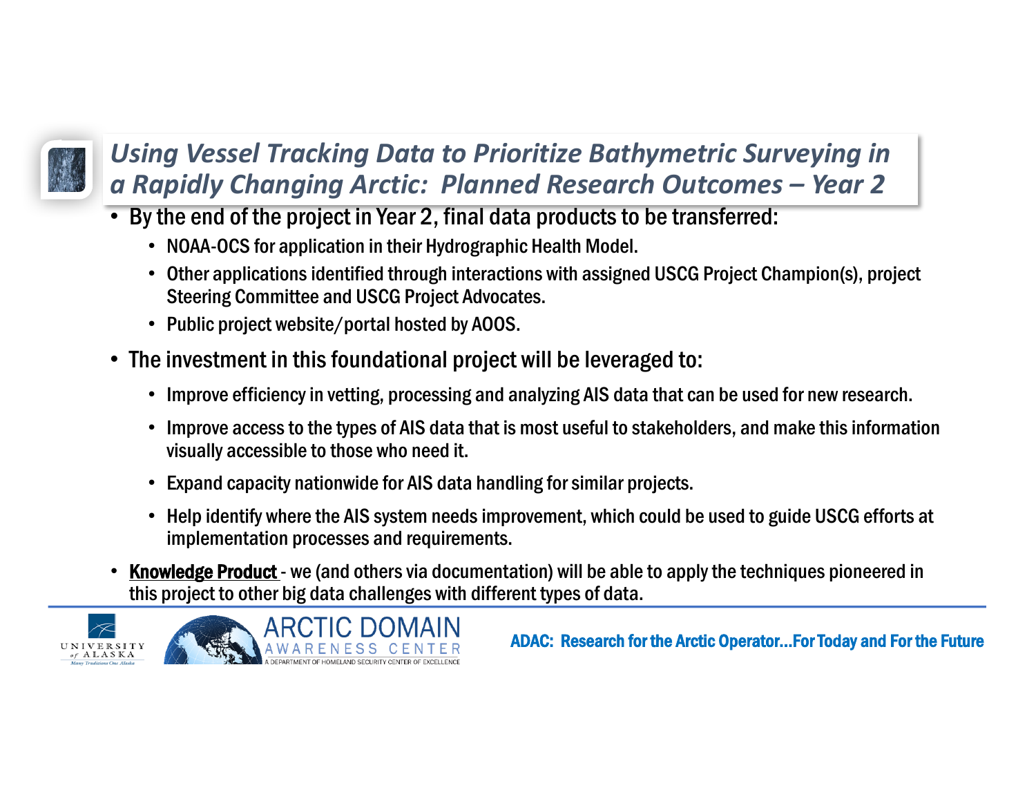# *Using Vessel Tracking Data to Prioritize Bathymetric Surveying in a Rapidly Changing Arctic: Planned Research Outcomes – Year 2*

- By the end of the project in Year 2, final data products to be transferred:
  - NOAA-OCS for application in their Hydrographic Health Model.
  - Other applications identified through interactions with assigned USCG Project Champion(s), project Steering Committee and USCG Project Advocates.
  - Public project website/portal hosted by AOOS.
- The investment in this foundational project will be leveraged to:
  - Improve efficiency in vetting, processing and analyzing AIS data that can be used for new research.
  - Improve access to the types of AIS data that is most useful to stakeholders, and make this information visually accessible to those who need it.
  - Expand capacity nationwide for AIS data handling for similar projects.
  - Help identify where the AIS system needs improvement, which could be used to guide USCG efforts at implementation processes and requirements.
- **Knowledge Product** - we (and others via documentation) will be able to apply the techniques pioneered in this project to other big data challenges with different types of data.

UNIVERSITY of ALASKA — Many Traditions One Alaska

ARCTIC DOMAIN AWARENESS CENTER — A DEPARTMENT OF HOMELAND SECURITY CENTER OF EXCELLENCE

ADAC: Research for the Arctic Operator…For Today and For the Future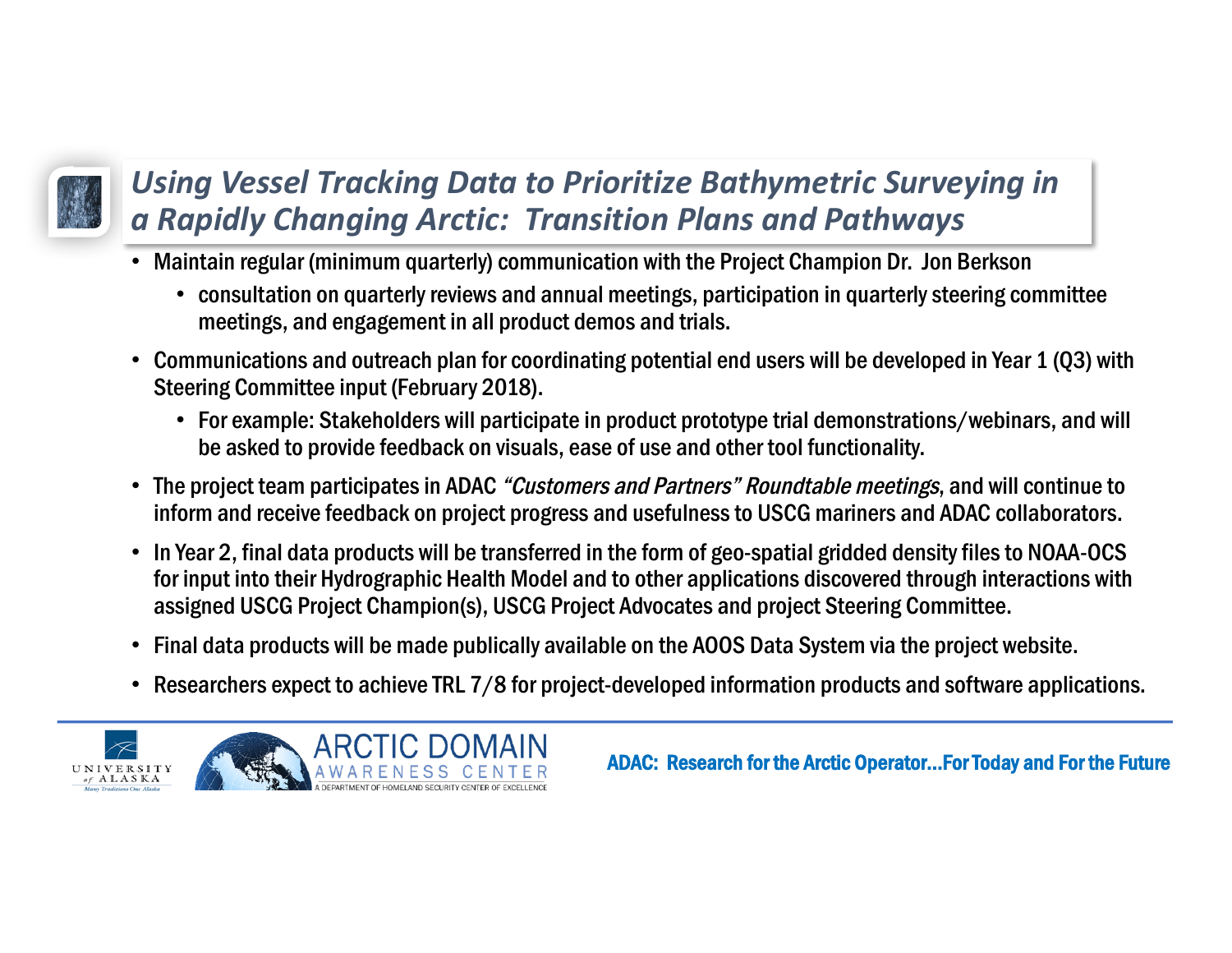# *Using Vessel Tracking Data to Prioritize Bathymetric Surveying in a Rapidly Changing Arctic: Transition Plans and Pathways*

- Maintain regular (minimum quarterly) communication with the Project Champion Dr. Jon Berkson
  - consultation on quarterly reviews and annual meetings, participation in quarterly steering committee meetings, and engagement in all product demos and trials.
- Communications and outreach plan for coordinating potential end users will be developed in Year 1 (Q3) with Steering Committee input (February 2018).
  - For example: Stakeholders will participate in product prototype trial demonstrations/webinars, and will be asked to provide feedback on visuals, ease of use and other tool functionality.
- The project team participates in ADAC *"Customers and Partners" Roundtable meetings*, and will continue to inform and receive feedback on project progress and usefulness to USCG mariners and ADAC collaborators.
- In Year 2, final data products will be transferred in the form of geo-spatial gridded density files to NOAA-OCS for input into their Hydrographic Health Model and to other applications discovered through interactions with assigned USCG Project Champion(s), USCG Project Advocates and project Steering Committee.
- Final data products will be made publically available on the AOOS Data System via the project website.
- Researchers expect to achieve TRL 7/8 for project-developed information products and software applications.

UNIVERSITY of ALASKA
Many Traditions One Alaska

ARCTIC DOMAIN AWARENESS CENTER
A DEPARTMENT OF HOMELAND SECURITY CENTER OF EXCELLENCE

**ADAC: Research for the Arctic Operator…For Today and For the Future**